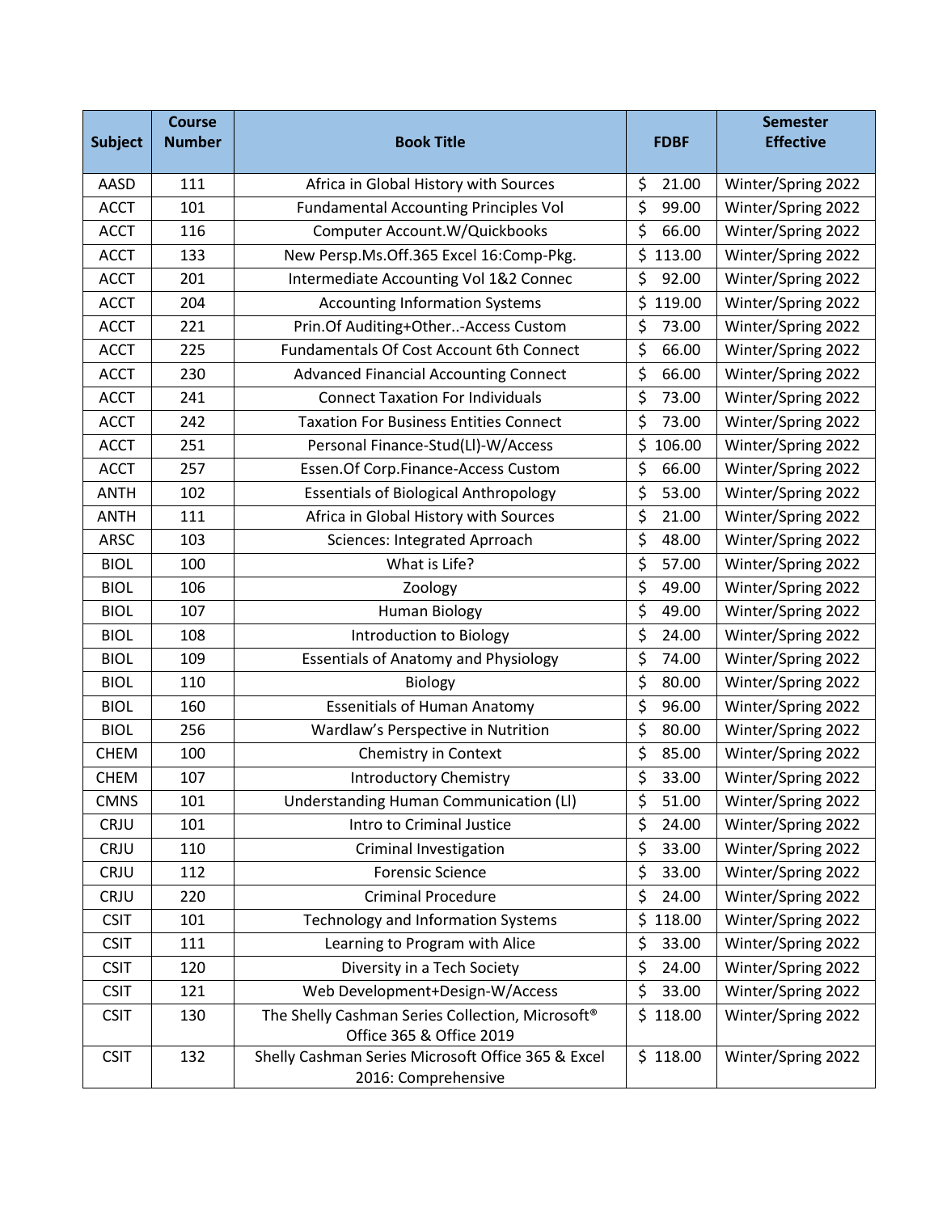| Subject | Course Number | Book Title | FDBF | Semester Effective |
|---|---|---|---|---|
| AASD | 111 | Africa in Global History with Sources | $ 21.00 | Winter/Spring 2022 |
| ACCT | 101 | Fundamental Accounting Principles Vol | $ 99.00 | Winter/Spring 2022 |
| ACCT | 116 | Computer Account.W/Quickbooks | $ 66.00 | Winter/Spring 2022 |
| ACCT | 133 | New Persp.Ms.Off.365 Excel 16:Comp-Pkg. | $ 113.00 | Winter/Spring 2022 |
| ACCT | 201 | Intermediate Accounting Vol 1&2 Connec | $ 92.00 | Winter/Spring 2022 |
| ACCT | 204 | Accounting Information Systems | $ 119.00 | Winter/Spring 2022 |
| ACCT | 221 | Prin.Of Auditing+Other..-Access Custom | $ 73.00 | Winter/Spring 2022 |
| ACCT | 225 | Fundamentals Of Cost Account 6th Connect | $ 66.00 | Winter/Spring 2022 |
| ACCT | 230 | Advanced Financial Accounting Connect | $ 66.00 | Winter/Spring 2022 |
| ACCT | 241 | Connect Taxation For Individuals | $ 73.00 | Winter/Spring 2022 |
| ACCT | 242 | Taxation For Business Entities Connect | $ 73.00 | Winter/Spring 2022 |
| ACCT | 251 | Personal Finance-Stud(Ll)-W/Access | $ 106.00 | Winter/Spring 2022 |
| ACCT | 257 | Essen.Of Corp.Finance-Access Custom | $ 66.00 | Winter/Spring 2022 |
| ANTH | 102 | Essentials of Biological Anthropology | $ 53.00 | Winter/Spring 2022 |
| ANTH | 111 | Africa in Global History with Sources | $ 21.00 | Winter/Spring 2022 |
| ARSC | 103 | Sciences: Integrated Aprroach | $ 48.00 | Winter/Spring 2022 |
| BIOL | 100 | What is Life? | $ 57.00 | Winter/Spring 2022 |
| BIOL | 106 | Zoology | $ 49.00 | Winter/Spring 2022 |
| BIOL | 107 | Human Biology | $ 49.00 | Winter/Spring 2022 |
| BIOL | 108 | Introduction to Biology | $ 24.00 | Winter/Spring 2022 |
| BIOL | 109 | Essentials of Anatomy and Physiology | $ 74.00 | Winter/Spring 2022 |
| BIOL | 110 | Biology | $ 80.00 | Winter/Spring 2022 |
| BIOL | 160 | Essenitials of Human Anatomy | $ 96.00 | Winter/Spring 2022 |
| BIOL | 256 | Wardlaw's Perspective in Nutrition | $ 80.00 | Winter/Spring 2022 |
| CHEM | 100 | Chemistry in Context | $ 85.00 | Winter/Spring 2022 |
| CHEM | 107 | Introductory Chemistry | $ 33.00 | Winter/Spring 2022 |
| CMNS | 101 | Understanding Human Communication (Ll) | $ 51.00 | Winter/Spring 2022 |
| CRJU | 101 | Intro to Criminal Justice | $ 24.00 | Winter/Spring 2022 |
| CRJU | 110 | Criminal Investigation | $ 33.00 | Winter/Spring 2022 |
| CRJU | 112 | Forensic Science | $ 33.00 | Winter/Spring 2022 |
| CRJU | 220 | Criminal Procedure | $ 24.00 | Winter/Spring 2022 |
| CSIT | 101 | Technology and Information Systems | $ 118.00 | Winter/Spring 2022 |
| CSIT | 111 | Learning to Program with Alice | $ 33.00 | Winter/Spring 2022 |
| CSIT | 120 | Diversity in a Tech Society | $ 24.00 | Winter/Spring 2022 |
| CSIT | 121 | Web Development+Design-W/Access | $ 33.00 | Winter/Spring 2022 |
| CSIT | 130 | The Shelly Cashman Series Collection, Microsoft® Office 365 & Office 2019 | $ 118.00 | Winter/Spring 2022 |
| CSIT | 132 | Shelly Cashman Series Microsoft Office 365 & Excel 2016: Comprehensive | $ 118.00 | Winter/Spring 2022 |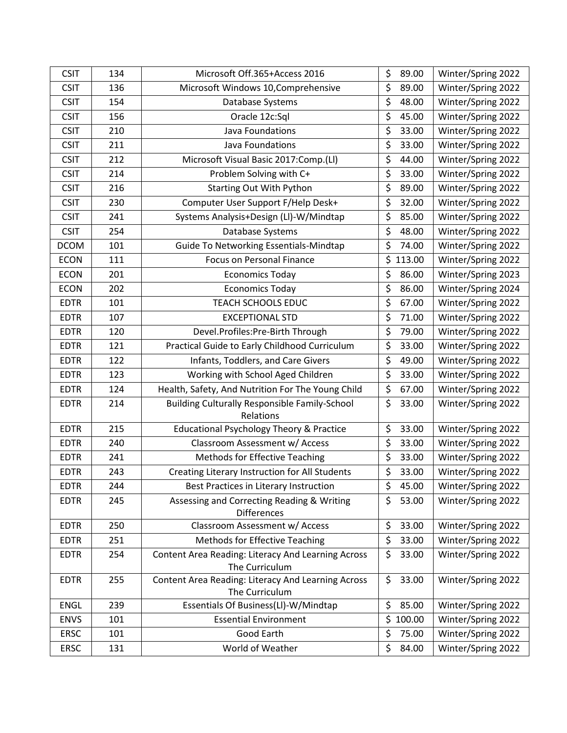| CSIT | 134 | Microsoft Off.365+Access 2016 | $ 89.00 | Winter/Spring 2022 |
|---|---|---|---|---|
| CSIT | 136 | Microsoft Windows 10,Comprehensive | $ 89.00 | Winter/Spring 2022 |
| CSIT | 154 | Database Systems | $ 48.00 | Winter/Spring 2022 |
| CSIT | 156 | Oracle 12c:Sql | $ 45.00 | Winter/Spring 2022 |
| CSIT | 210 | Java Foundations | $ 33.00 | Winter/Spring 2022 |
| CSIT | 211 | Java Foundations | $ 33.00 | Winter/Spring 2022 |
| CSIT | 212 | Microsoft Visual Basic 2017:Comp.(Ll) | $ 44.00 | Winter/Spring 2022 |
| CSIT | 214 | Problem Solving with C+ | $ 33.00 | Winter/Spring 2022 |
| CSIT | 216 | Starting Out With Python | $ 89.00 | Winter/Spring 2022 |
| CSIT | 230 | Computer User Support F/Help Desk+ | $ 32.00 | Winter/Spring 2022 |
| CSIT | 241 | Systems Analysis+Design (Ll)-W/Mindtap | $ 85.00 | Winter/Spring 2022 |
| CSIT | 254 | Database Systems | $ 48.00 | Winter/Spring 2022 |
| DCOM | 101 | Guide To Networking Essentials-Mindtap | $ 74.00 | Winter/Spring 2022 |
| ECON | 111 | Focus on Personal Finance | $ 113.00 | Winter/Spring 2022 |
| ECON | 201 | Economics Today | $ 86.00 | Winter/Spring 2023 |
| ECON | 202 | Economics Today | $ 86.00 | Winter/Spring 2024 |
| EDTR | 101 | TEACH SCHOOLS EDUC | $ 67.00 | Winter/Spring 2022 |
| EDTR | 107 | EXCEPTIONAL STD | $ 71.00 | Winter/Spring 2022 |
| EDTR | 120 | Devel.Profiles:Pre-Birth Through | $ 79.00 | Winter/Spring 2022 |
| EDTR | 121 | Practical Guide to Early Childhood Curriculum | $ 33.00 | Winter/Spring 2022 |
| EDTR | 122 | Infants, Toddlers, and Care Givers | $ 49.00 | Winter/Spring 2022 |
| EDTR | 123 | Working with School Aged Children | $ 33.00 | Winter/Spring 2022 |
| EDTR | 124 | Health, Safety, And Nutrition For The Young Child | $ 67.00 | Winter/Spring 2022 |
| EDTR | 214 | Building Culturally Responsible Family-School Relations | $ 33.00 | Winter/Spring 2022 |
| EDTR | 215 | Educational Psychology Theory & Practice | $ 33.00 | Winter/Spring 2022 |
| EDTR | 240 | Classroom Assessment w/ Access | $ 33.00 | Winter/Spring 2022 |
| EDTR | 241 | Methods for Effective Teaching | $ 33.00 | Winter/Spring 2022 |
| EDTR | 243 | Creating Literary Instruction for All Students | $ 33.00 | Winter/Spring 2022 |
| EDTR | 244 | Best Practices in Literary Instruction | $ 45.00 | Winter/Spring 2022 |
| EDTR | 245 | Assessing and Correcting Reading & Writing Differences | $ 53.00 | Winter/Spring 2022 |
| EDTR | 250 | Classroom Assessment w/ Access | $ 33.00 | Winter/Spring 2022 |
| EDTR | 251 | Methods for Effective Teaching | $ 33.00 | Winter/Spring 2022 |
| EDTR | 254 | Content Area Reading: Literacy And Learning Across The Curriculum | $ 33.00 | Winter/Spring 2022 |
| EDTR | 255 | Content Area Reading: Literacy And Learning Across The Curriculum | $ 33.00 | Winter/Spring 2022 |
| ENGL | 239 | Essentials Of Business(Ll)-W/Mindtap | $ 85.00 | Winter/Spring 2022 |
| ENVS | 101 | Essential Environment | $ 100.00 | Winter/Spring 2022 |
| ERSC | 101 | Good Earth | $ 75.00 | Winter/Spring 2022 |
| ERSC | 131 | World of Weather | $ 84.00 | Winter/Spring 2022 |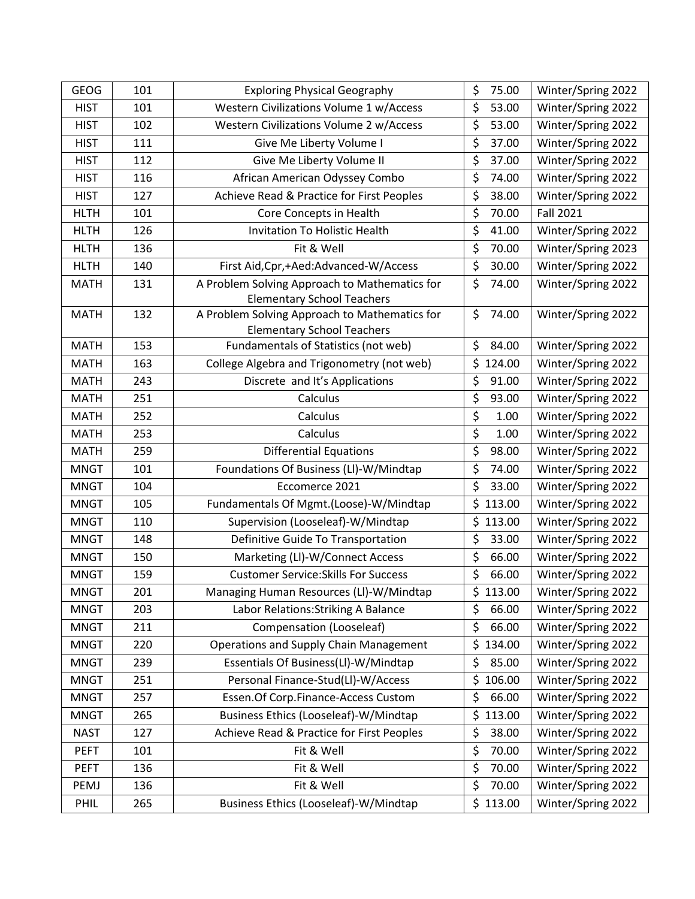| GEOG | 101 | Exploring Physical Geography | $ 75.00 | Winter/Spring 2022 |
|---|---|---|---|---|
| HIST | 101 | Western Civilizations Volume 1 w/Access | $ 53.00 | Winter/Spring 2022 |
| HIST | 102 | Western Civilizations Volume 2 w/Access | $ 53.00 | Winter/Spring 2022 |
| HIST | 111 | Give Me Liberty Volume I | $ 37.00 | Winter/Spring 2022 |
| HIST | 112 | Give Me Liberty Volume II | $ 37.00 | Winter/Spring 2022 |
| HIST | 116 | African American Odyssey Combo | $ 74.00 | Winter/Spring 2022 |
| HIST | 127 | Achieve Read & Practice for First Peoples | $ 38.00 | Winter/Spring 2022 |
| HLTH | 101 | Core Concepts in Health | $ 70.00 | Fall 2021 |
| HLTH | 126 | Invitation To Holistic Health | $ 41.00 | Winter/Spring 2022 |
| HLTH | 136 | Fit & Well | $ 70.00 | Winter/Spring 2023 |
| HLTH | 140 | First Aid,Cpr,+Aed:Advanced-W/Access | $ 30.00 | Winter/Spring 2022 |
| MATH | 131 | A Problem Solving Approach to Mathematics for Elementary School Teachers | $ 74.00 | Winter/Spring 2022 |
| MATH | 132 | A Problem Solving Approach to Mathematics for Elementary School Teachers | $ 74.00 | Winter/Spring 2022 |
| MATH | 153 | Fundamentals of Statistics (not web) | $ 84.00 | Winter/Spring 2022 |
| MATH | 163 | College Algebra and Trigonometry (not web) | $ 124.00 | Winter/Spring 2022 |
| MATH | 243 | Discrete and It's Applications | $ 91.00 | Winter/Spring 2022 |
| MATH | 251 | Calculus | $ 93.00 | Winter/Spring 2022 |
| MATH | 252 | Calculus | $ 1.00 | Winter/Spring 2022 |
| MATH | 253 | Calculus | $ 1.00 | Winter/Spring 2022 |
| MATH | 259 | Differential Equations | $ 98.00 | Winter/Spring 2022 |
| MNGT | 101 | Foundations Of Business (Ll)-W/Mindtap | $ 74.00 | Winter/Spring 2022 |
| MNGT | 104 | Eccomerce 2021 | $ 33.00 | Winter/Spring 2022 |
| MNGT | 105 | Fundamentals Of Mgmt.(Loose)-W/Mindtap | $ 113.00 | Winter/Spring 2022 |
| MNGT | 110 | Supervision (Looseleaf)-W/Mindtap | $ 113.00 | Winter/Spring 2022 |
| MNGT | 148 | Definitive Guide To Transportation | $ 33.00 | Winter/Spring 2022 |
| MNGT | 150 | Marketing (Ll)-W/Connect Access | $ 66.00 | Winter/Spring 2022 |
| MNGT | 159 | Customer Service:Skills For Success | $ 66.00 | Winter/Spring 2022 |
| MNGT | 201 | Managing Human Resources (Ll)-W/Mindtap | $ 113.00 | Winter/Spring 2022 |
| MNGT | 203 | Labor Relations:Striking A Balance | $ 66.00 | Winter/Spring 2022 |
| MNGT | 211 | Compensation (Looseleaf) | $ 66.00 | Winter/Spring 2022 |
| MNGT | 220 | Operations and Supply Chain Management | $ 134.00 | Winter/Spring 2022 |
| MNGT | 239 | Essentials Of Business(Ll)-W/Mindtap | $ 85.00 | Winter/Spring 2022 |
| MNGT | 251 | Personal Finance-Stud(Ll)-W/Access | $ 106.00 | Winter/Spring 2022 |
| MNGT | 257 | Essen.Of Corp.Finance-Access Custom | $ 66.00 | Winter/Spring 2022 |
| MNGT | 265 | Business Ethics (Looseleaf)-W/Mindtap | $ 113.00 | Winter/Spring 2022 |
| NAST | 127 | Achieve Read & Practice for First Peoples | $ 38.00 | Winter/Spring 2022 |
| PEFT | 101 | Fit & Well | $ 70.00 | Winter/Spring 2022 |
| PEFT | 136 | Fit & Well | $ 70.00 | Winter/Spring 2022 |
| PEMJ | 136 | Fit & Well | $ 70.00 | Winter/Spring 2022 |
| PHIL | 265 | Business Ethics (Looseleaf)-W/Mindtap | $ 113.00 | Winter/Spring 2022 |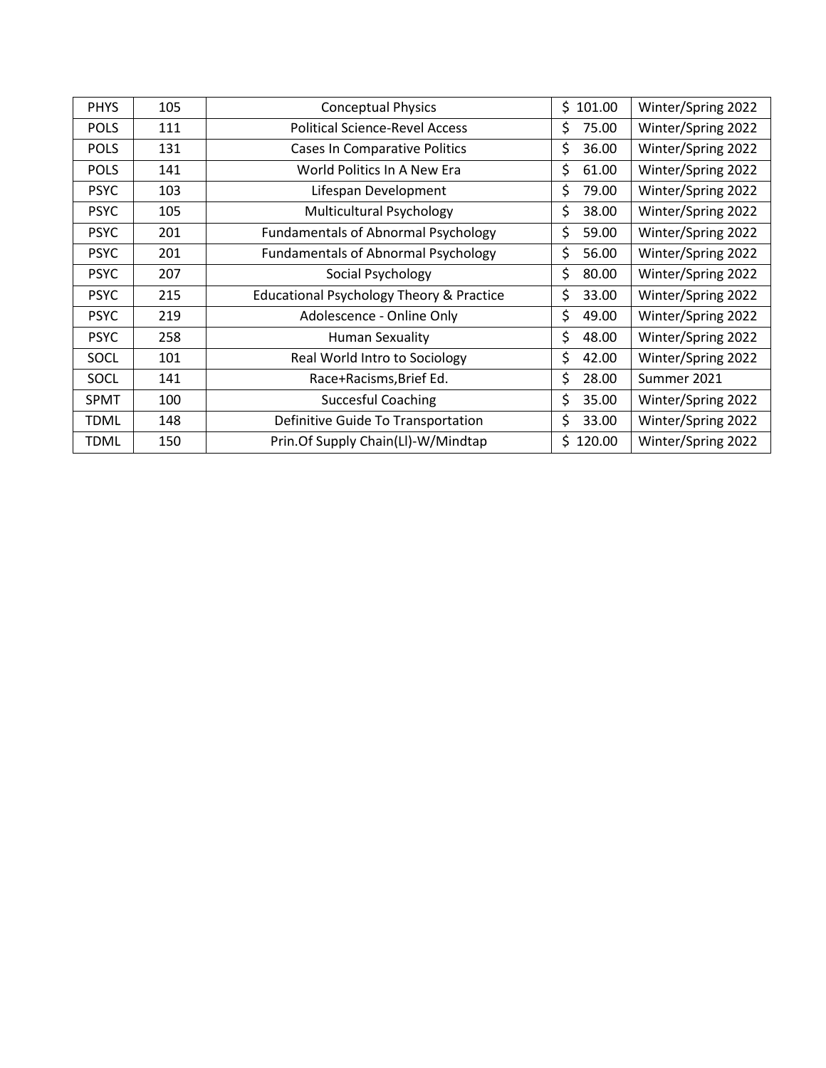| | | | | |
|---|---|---|---|---|
| PHYS | 105 | Conceptual Physics | $ 101.00 | Winter/Spring 2022 |
| POLS | 111 | Political Science-Revel Access | $ 75.00 | Winter/Spring 2022 |
| POLS | 131 | Cases In Comparative Politics | $ 36.00 | Winter/Spring 2022 |
| POLS | 141 | World Politics In A New Era | $ 61.00 | Winter/Spring 2022 |
| PSYC | 103 | Lifespan Development | $ 79.00 | Winter/Spring 2022 |
| PSYC | 105 | Multicultural Psychology | $ 38.00 | Winter/Spring 2022 |
| PSYC | 201 | Fundamentals of Abnormal Psychology | $ 59.00 | Winter/Spring 2022 |
| PSYC | 201 | Fundamentals of Abnormal Psychology | $ 56.00 | Winter/Spring 2022 |
| PSYC | 207 | Social Psychology | $ 80.00 | Winter/Spring 2022 |
| PSYC | 215 | Educational Psychology Theory & Practice | $ 33.00 | Winter/Spring 2022 |
| PSYC | 219 | Adolescence - Online Only | $ 49.00 | Winter/Spring 2022 |
| PSYC | 258 | Human Sexuality | $ 48.00 | Winter/Spring 2022 |
| SOCL | 101 | Real World Intro to Sociology | $ 42.00 | Winter/Spring 2022 |
| SOCL | 141 | Race+Racisms,Brief Ed. | $ 28.00 | Summer 2021 |
| SPMT | 100 | Succesful Coaching | $ 35.00 | Winter/Spring 2022 |
| TDML | 148 | Definitive Guide To Transportation | $ 33.00 | Winter/Spring 2022 |
| TDML | 150 | Prin.Of Supply Chain(Ll)-W/Mindtap | $ 120.00 | Winter/Spring 2022 |